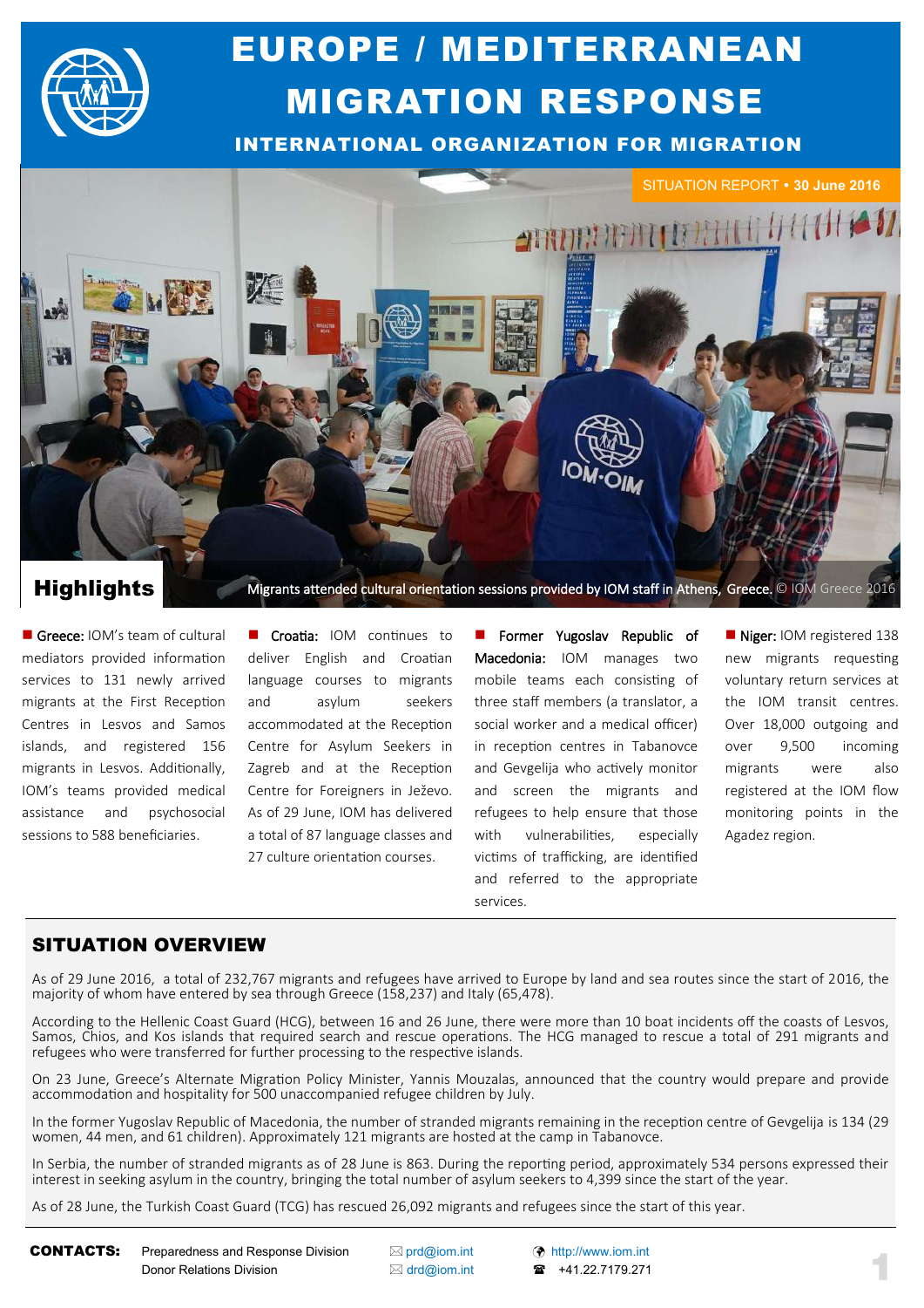# EUROPE / MEDITERRANEAN MIGRATION RESPONSE

## INTERNATIONAL ORGANIZATION FOR MIGRATION

SITUATION REPORT • **30 June 2016**

Migrants attended cultural orientation sessions provided by IOM staff in Athens, Greece. © IOM Greece 2016

## Highlights

- **Greece:** IOM's team of cultural mediators provided information services to 131 newly arrived migrants at the First Reception Centres in Lesvos and Samos islands, and registered 156 migrants in Lesvos. Additionally, IOM's teams provided medical assistance and psychosocial sessions to 588 beneficiaries.

- **Croatia:** IOM continues to deliver English and Croatian language courses to migrants and asylum seekers accommodated at the Reception Centre for Asylum Seekers in Zagreb and at the Reception Centre for Foreigners in Ježevo. As of 29 June, IOM has delivered a total of 87 language classes and 27 culture orientation courses.

- **Former Yugoslav Republic of Macedonia:** IOM manages two mobile teams each consisting of three staff members (a translator, a social worker and a medical officer) in reception centres in Tabanovce and Gevgelija who actively monitor and screen the migrants and refugees to help ensure that those with vulnerabilities, especially victims of trafficking, are identified and referred to the appropriate services.

- **Niger:** IOM registered 138 new migrants requesting voluntary return services at the IOM transit centres. Over 18,000 outgoing and over 9,500 incoming migrants were also registered at the IOM flow monitoring points in the Agadez region.

## SITUATION OVERVIEW

As of 29 June 2016, a total of 232,767 migrants and refugees have arrived to Europe by land and sea routes since the start of 2016, the majority of whom have entered by sea through Greece (158,237) and Italy (65,478).

According to the Hellenic Coast Guard (HCG), between 16 and 26 June, there were more than 10 boat incidents off the coasts of Lesvos, Samos, Chios, and Kos islands that required search and rescue operations. The HCG managed to rescue a total of 291 migrants and refugees who were transferred for further processing to the respective islands.

On 23 June, Greece's Alternate Migration Policy Minister, Yannis Mouzalas, announced that the country would prepare and provide accommodation and hospitality for 500 unaccompanied refugee children by July.

In the former Yugoslav Republic of Macedonia, the number of stranded migrants remaining in the reception centre of Gevgelija is 134 (29 women, 44 men, and 61 children). Approximately 121 migrants are hosted at the camp in Tabanovce.

In Serbia, the number of stranded migrants as of 28 June is 863. During the reporting period, approximately 534 persons expressed their interest in seeking asylum in the country, bringing the total number of asylum seekers to 4,399 since the start of the year.

As of 28 June, the Turkish Coast Guard (TCG) has rescued 26,092 migrants and refugees since the start of this year.

**CONTACTS:** Preparedness and Response Division — prd@iom.int — http://www.iom.int
Donor Relations Division — drd@iom.int — +41.22.7179.271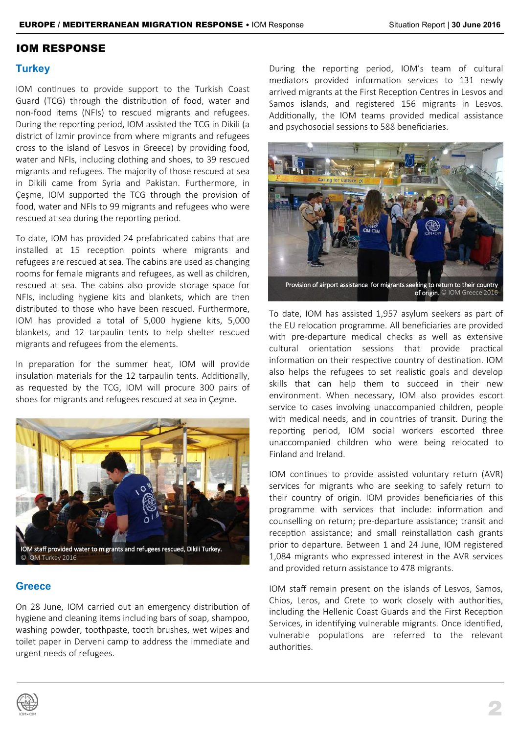# IOM RESPONSE

## Turkey

IOM continues to provide support to the Turkish Coast Guard (TCG) through the distribution of food, water and non-food items (NFIs) to rescued migrants and refugees. During the reporting period, IOM assisted the TCG in Dikili (a district of Izmir province from where migrants and refugees cross to the island of Lesvos in Greece) by providing food, water and NFIs, including clothing and shoes, to 39 rescued migrants and refugees. The majority of those rescued at sea in Dikili came from Syria and Pakistan. Furthermore, in Çeşme, IOM supported the TCG through the provision of food, water and NFIs to 99 migrants and refugees who were rescued at sea during the reporting period.

To date, IOM has provided 24 prefabricated cabins that are installed at 15 reception points where migrants and refugees are rescued at sea. The cabins are used as changing rooms for female migrants and refugees, as well as children, rescued at sea. The cabins also provide storage space for NFIs, including hygiene kits and blankets, which are then distributed to those who have been rescued. Furthermore, IOM has provided a total of 5,000 hygiene kits, 5,000 blankets, and 12 tarpaulin tents to help shelter rescued migrants and refugees from the elements.

In preparation for the summer heat, IOM will provide insulation materials for the 12 tarpaulin tents. Additionally, as requested by the TCG, IOM will procure 300 pairs of shoes for migrants and refugees rescued at sea in Çeşme.

IOM staff provided water to migrants and refugees rescued, Dikili Turkey. © IOM Turkey 2016

## Greece

On 28 June, IOM carried out an emergency distribution of hygiene and cleaning items including bars of soap, shampoo, washing powder, toothpaste, tooth brushes, wet wipes and toilet paper in Derveni camp to address the immediate and urgent needs of refugees.

During the reporting period, IOM's team of cultural mediators provided information services to 131 newly arrived migrants at the First Reception Centres in Lesvos and Samos islands, and registered 156 migrants in Lesvos. Additionally, the IOM teams provided medical assistance and psychosocial sessions to 588 beneficiaries.

Provision of airport assistance for migrants seeking to return to their country of origin. © IOM Greece 2016

To date, IOM has assisted 1,957 asylum seekers as part of the EU relocation programme. All beneficiaries are provided with pre-departure medical checks as well as extensive cultural orientation sessions that provide practical information on their respective country of destination. IOM also helps the refugees to set realistic goals and develop skills that can help them to succeed in their new environment. When necessary, IOM also provides escort service to cases involving unaccompanied children, people with medical needs, and in countries of transit. During the reporting period, IOM social workers escorted three unaccompanied children who were being relocated to Finland and Ireland.

IOM continues to provide assisted voluntary return (AVR) services for migrants who are seeking to safely return to their country of origin. IOM provides beneficiaries of this programme with services that include: information and counselling on return; pre-departure assistance; transit and reception assistance; and small reinstallation cash grants prior to departure. Between 1 and 24 June, IOM registered 1,084 migrants who expressed interest in the AVR services and provided return assistance to 478 migrants.

IOM staff remain present on the islands of Lesvos, Samos, Chios, Leros, and Crete to work closely with authorities, including the Hellenic Coast Guards and the First Reception Services, in identifying vulnerable migrants. Once identified, vulnerable populations are referred to the relevant authorities.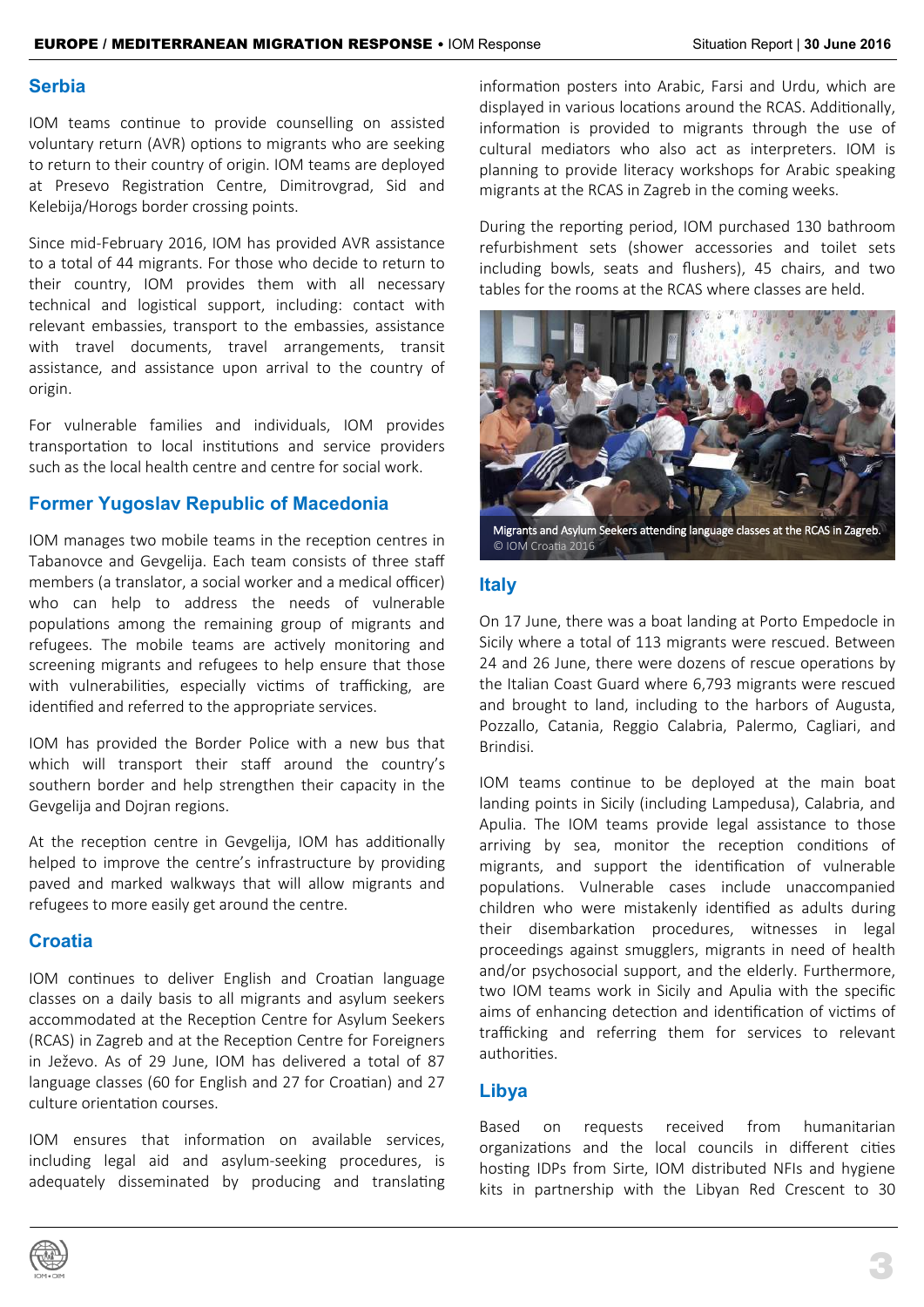## Serbia

IOM teams continue to provide counselling on assisted voluntary return (AVR) options to migrants who are seeking to return to their country of origin. IOM teams are deployed at Presevo Registration Centre, Dimitrovgrad, Sid and Kelebija/Horogs border crossing points.

Since mid-February 2016, IOM has provided AVR assistance to a total of 44 migrants. For those who decide to return to their country, IOM provides them with all necessary technical and logistical support, including: contact with relevant embassies, transport to the embassies, assistance with travel documents, travel arrangements, transit assistance, and assistance upon arrival to the country of origin.

For vulnerable families and individuals, IOM provides transportation to local institutions and service providers such as the local health centre and centre for social work.

## Former Yugoslav Republic of Macedonia

IOM manages two mobile teams in the reception centres in Tabanovce and Gevgelija. Each team consists of three staff members (a translator, a social worker and a medical officer) who can help to address the needs of vulnerable populations among the remaining group of migrants and refugees. The mobile teams are actively monitoring and screening migrants and refugees to help ensure that those with vulnerabilities, especially victims of trafficking, are identified and referred to the appropriate services.

IOM has provided the Border Police with a new bus that which will transport their staff around the country's southern border and help strengthen their capacity in the Gevgelija and Dojran regions.

At the reception centre in Gevgelija, IOM has additionally helped to improve the centre's infrastructure by providing paved and marked walkways that will allow migrants and refugees to more easily get around the centre.

## Croatia

IOM continues to deliver English and Croatian language classes on a daily basis to all migrants and asylum seekers accommodated at the Reception Centre for Asylum Seekers (RCAS) in Zagreb and at the Reception Centre for Foreigners in Ježevo. As of 29 June, IOM has delivered a total of 87 language classes (60 for English and 27 for Croatian) and 27 culture orientation courses.

IOM ensures that information on available services, including legal aid and asylum-seeking procedures, is adequately disseminated by producing and translating information posters into Arabic, Farsi and Urdu, which are displayed in various locations around the RCAS. Additionally, information is provided to migrants through the use of cultural mediators who also act as interpreters. IOM is planning to provide literacy workshops for Arabic speaking migrants at the RCAS in Zagreb in the coming weeks.

During the reporting period, IOM purchased 130 bathroom refurbishment sets (shower accessories and toilet sets including bowls, seats and flushers), 45 chairs, and two tables for the rooms at the RCAS where classes are held.

Migrants and Asylum Seekers attending language classes at the RCAS in Zagreb. © IOM Croatia 2016

## Italy

On 17 June, there was a boat landing at Porto Empedocle in Sicily where a total of 113 migrants were rescued. Between 24 and 26 June, there were dozens of rescue operations by the Italian Coast Guard where 6,793 migrants were rescued and brought to land, including to the harbors of Augusta, Pozzallo, Catania, Reggio Calabria, Palermo, Cagliari, and Brindisi.

IOM teams continue to be deployed at the main boat landing points in Sicily (including Lampedusa), Calabria, and Apulia. The IOM teams provide legal assistance to those arriving by sea, monitor the reception conditions of migrants, and support the identification of vulnerable populations. Vulnerable cases include unaccompanied children who were mistakenly identified as adults during their disembarkation procedures, witnesses in legal proceedings against smugglers, migrants in need of health and/or psychosocial support, and the elderly. Furthermore, two IOM teams work in Sicily and Apulia with the specific aims of enhancing detection and identification of victims of trafficking and referring them for services to relevant authorities.

## Libya

Based on requests received from humanitarian organizations and the local councils in different cities hosting IDPs from Sirte, IOM distributed NFIs and hygiene kits in partnership with the Libyan Red Crescent to 30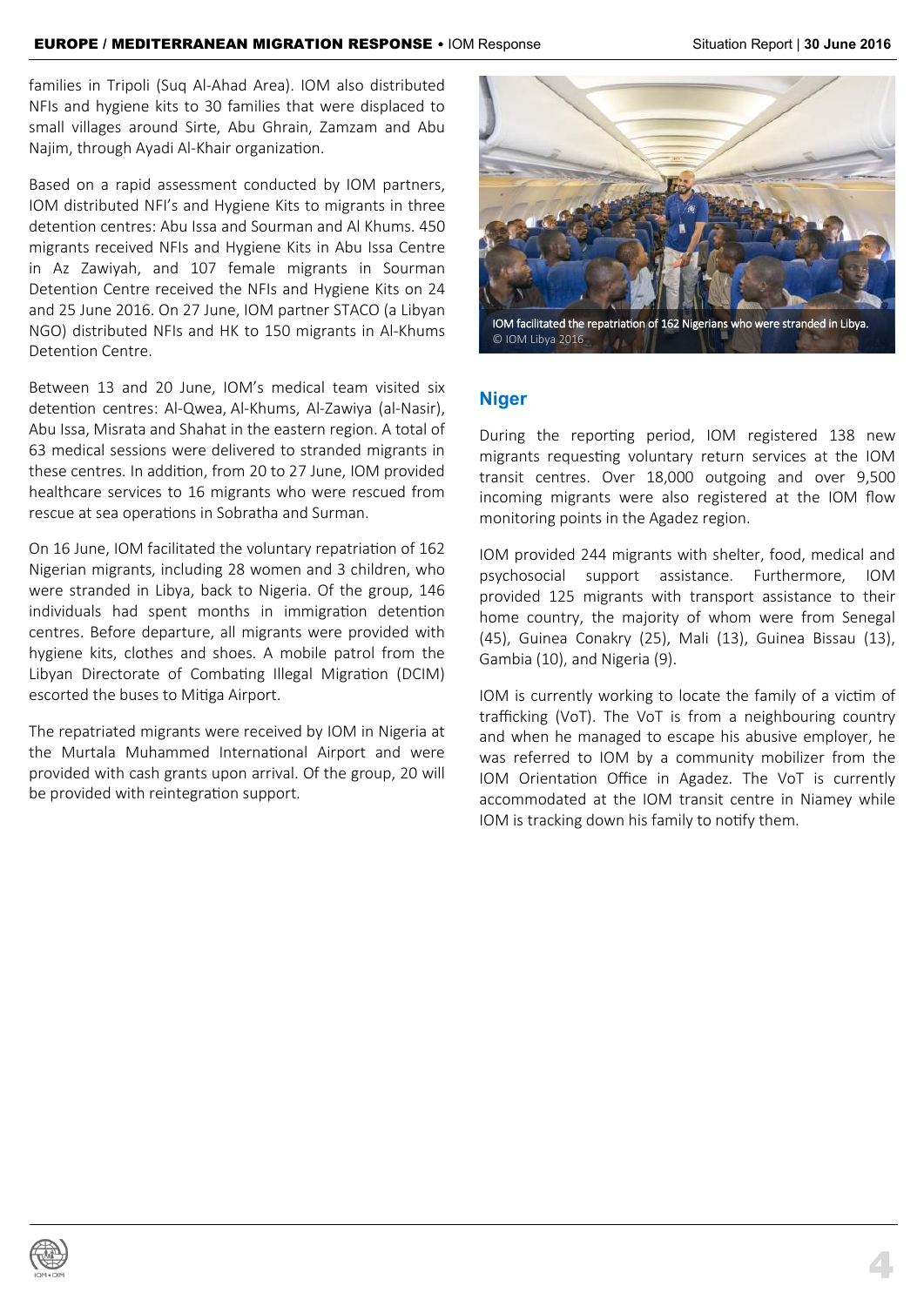families in Tripoli (Suq Al-Ahad Area). IOM also distributed NFIs and hygiene kits to 30 families that were displaced to small villages around Sirte, Abu Ghrain, Zamzam and Abu Najim, through Ayadi Al-Khair organization.

Based on a rapid assessment conducted by IOM partners, IOM distributed NFI's and Hygiene Kits to migrants in three detention centres: Abu Issa and Sourman and Al Khums. 450 migrants received NFIs and Hygiene Kits in Abu Issa Centre in Az Zawiyah, and 107 female migrants in Sourman Detention Centre received the NFIs and Hygiene Kits on 24 and 25 June 2016. On 27 June, IOM partner STACO (a Libyan NGO) distributed NFIs and HK to 150 migrants in Al-Khums Detention Centre.

Between 13 and 20 June, IOM's medical team visited six detention centres: Al-Qwea, Al-Khums, Al-Zawiya (al-Nasir), Abu Issa, Misrata and Shahat in the eastern region. A total of 63 medical sessions were delivered to stranded migrants in these centres. In addition, from 20 to 27 June, IOM provided healthcare services to 16 migrants who were rescued from rescue at sea operations in Sobratha and Surman.

On 16 June, IOM facilitated the voluntary repatriation of 162 Nigerian migrants, including 28 women and 3 children, who were stranded in Libya, back to Nigeria. Of the group, 146 individuals had spent months in immigration detention centres. Before departure, all migrants were provided with hygiene kits, clothes and shoes. A mobile patrol from the Libyan Directorate of Combating Illegal Migration (DCIM) escorted the buses to Mitiga Airport.

The repatriated migrants were received by IOM in Nigeria at the Murtala Muhammed International Airport and were provided with cash grants upon arrival. Of the group, 20 will be provided with reintegration support.

IOM facilitated the repatriation of 162 Nigerians who were stranded in Libya. © IOM Libya 2016

## Niger

During the reporting period, IOM registered 138 new migrants requesting voluntary return services at the IOM transit centres. Over 18,000 outgoing and over 9,500 incoming migrants were also registered at the IOM flow monitoring points in the Agadez region.

IOM provided 244 migrants with shelter, food, medical and psychosocial support assistance. Furthermore, IOM provided 125 migrants with transport assistance to their home country, the majority of whom were from Senegal (45), Guinea Conakry (25), Mali (13), Guinea Bissau (13), Gambia (10), and Nigeria (9).

IOM is currently working to locate the family of a victim of trafficking (VoT). The VoT is from a neighbouring country and when he managed to escape his abusive employer, he was referred to IOM by a community mobilizer from the IOM Orientation Office in Agadez. The VoT is currently accommodated at the IOM transit centre in Niamey while IOM is tracking down his family to notify them.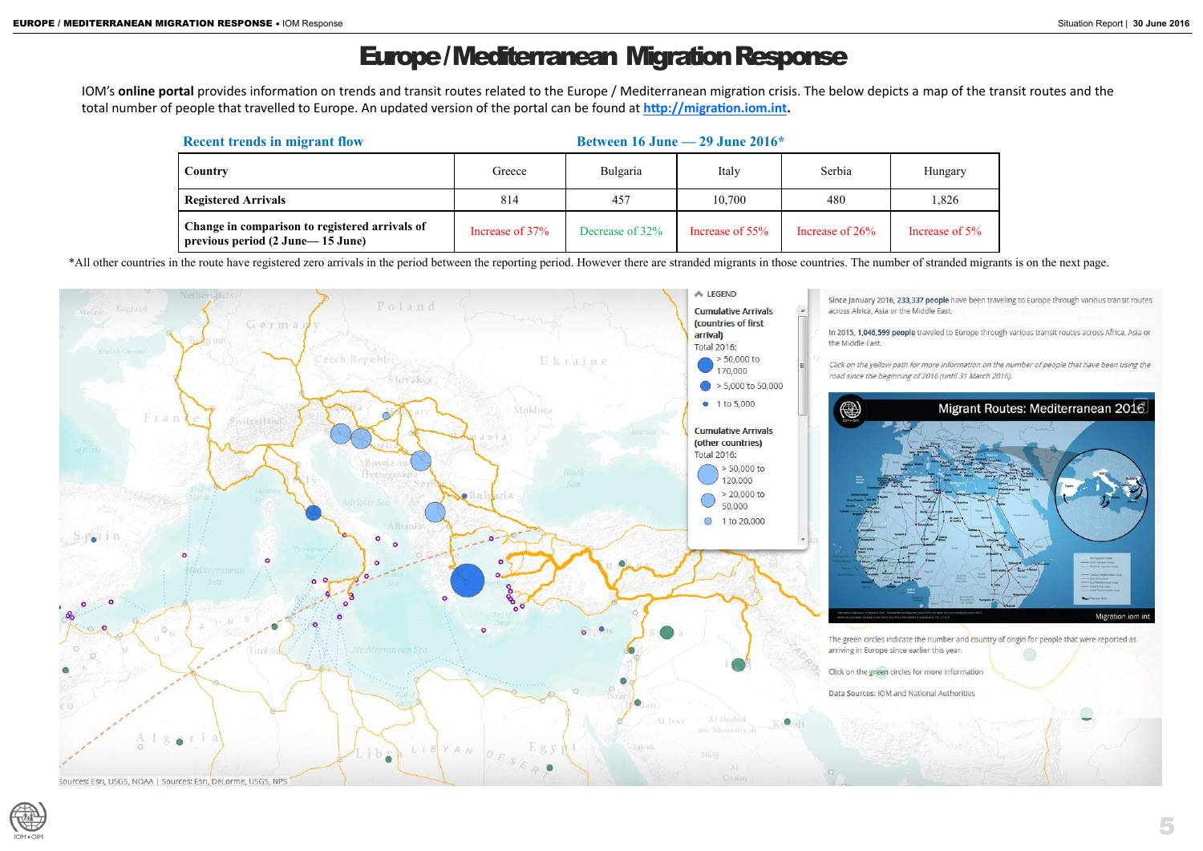# Europe / Mediterranean Migration Response

IOM's **online portal** provides information on trends and transit routes related to the Europe / Mediterranean migration crisis. The below depicts a map of the transit routes and the total number of people that travelled to Europe. An updated version of the portal can be found at **http://migration.iom.int**.

**Recent trends in migrant flow** — **Between 16 June — 29 June 2016***

| Country | Greece | Bulgaria | Italy | Serbia | Hungary |
|---|---|---|---|---|---|
| **Registered Arrivals** | 814 | 457 | 10,700 | 480 | 1,826 |
| **Change in comparison to registered arrivals of previous period (2 June— 15 June)** | Increase of 37% | Decrease of 32% | Increase of 55% | Increase of 26% | Increase of 5% |

*All other countries in the route have registered zero arrivals in the period between the reporting period. However there are stranded migrants in those countries. The number of stranded migrants is on the next page.

LEGEND

Cumulative Arrivals (countries of first arrival)
Total 2016:
- > 50,000 to 170,000
- > 5,000 to 50,000
- 1 to 5,000

Cumulative Arrivals (other countries)
Total 2016:
- > 50,000 to 120,000
- > 20,000 to 50,000
- 1 to 20,000

Since January 2016, 233,337 people have been traveling to Europe through various transit routes across Africa, Asia or the Middle East.

In 2015, 1,046,599 people traveled to Europe through various transit routes across Africa, Asia or the Middle East.

*Click on the yellow path for more information on the number of people that have been using the road since the beginning of 2016 (until 31 March 2016).*

Migrant Routes: Mediterranean 2016

Migration.iom.int

The green circles indicate the number and country of origin for people that were reported as arriving in Europe since earlier this year.

Click on the green circles for more information

Data Sources: IOM and National Authorities

Sources: Esri, USGS, NOAA | Sources: Esri, DeLorme, USGS, NPS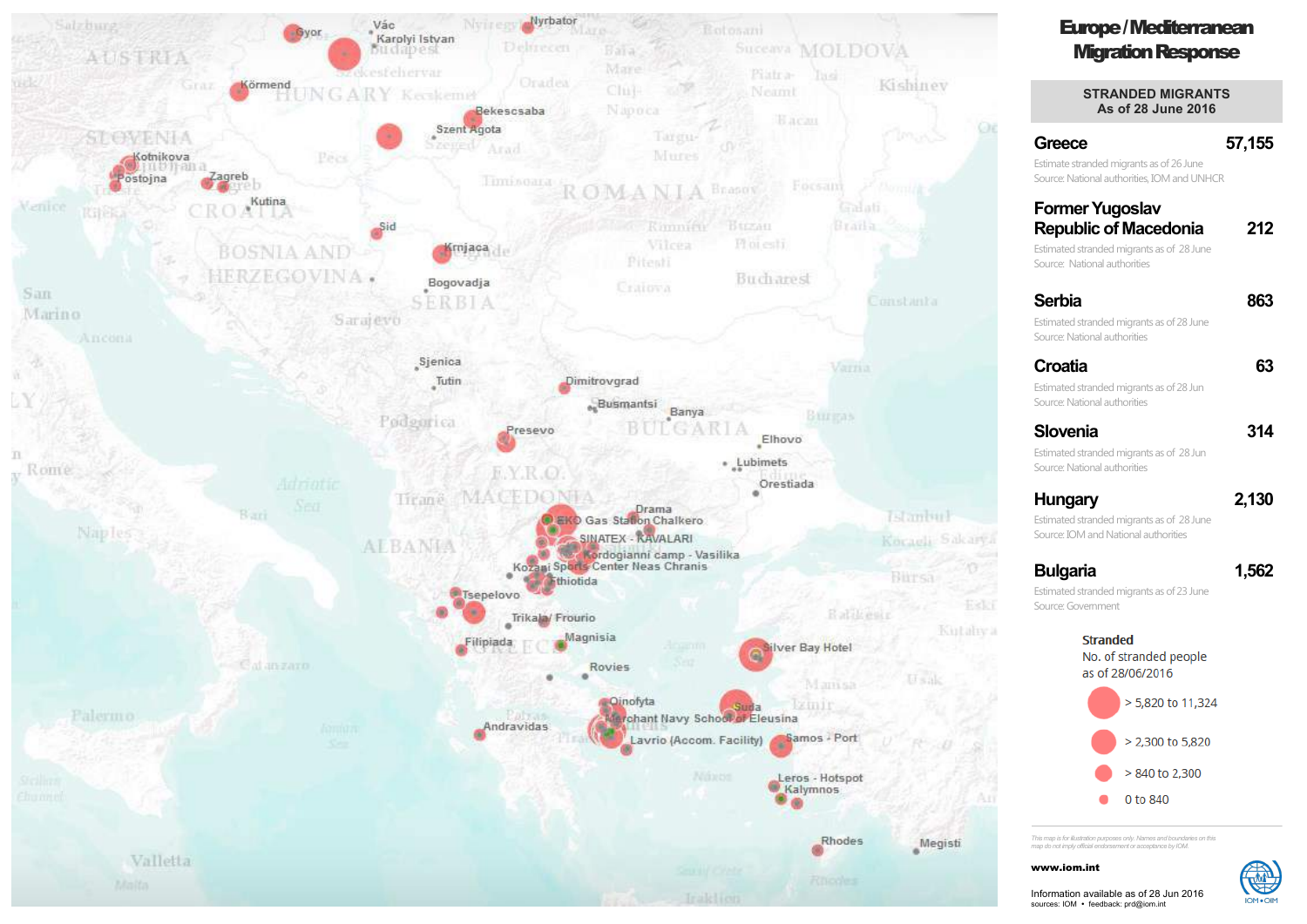# Europe / Mediterranean Migration Response

## STRANDED MIGRANTS
As of 28 June 2016

**Greece** 57,155

Estimate stranded migrants as of 26 June
Source: National authorities, IOM and UNHCR

**Former Yugoslav Republic of Macedonia** 212

Estimated stranded migrants as of 28 June
Source: National authorities

**Serbia** 863

Estimated stranded migrants as of 28 June
Source: National authorities

**Croatia** 63

Estimated stranded migrants as of 28 Jun
Source: National authorities

**Slovenia** 314

Estimated stranded migrants as of 28 Jun
Source: National authorities

**Hungary** 2,130

Estimated stranded migrants as of 28 June
Source: IOM and National authorities

**Bulgaria** 1,562

Estimated stranded migrants as of 23 June
Source: Government

**Stranded**
No. of stranded people as of 28/06/2016

> 5,820 to 11,324
> 2,300 to 5,820
> 840 to 2,300
0 to 840

Gyor
Vác
Karolyi Istvan
Nyrbator
Körmend
Bekescsaba
Szent Agota
Kotnikova
Postojna
Zagreb
Kutina
Sid
Krnjaca
Bogovadja
Sjenica
Tutin
Dimitrovgrad
Busmantsi
Banya
Presevo
Elhovo
Lubimets
Orestiada
Drama
EKO Gas Station Chalkero
SINATEX - KAVALARI
Kordogianni camp - Vasilika
Kozani Sports Center Neas Chranis
Fthiotida
Tsepelovo
Trikala/ Frourio
Magnisia
Filipiada
Rovies
Silver Bay Hotel
Oinofyta
Suda
Merchant Navy School of Eleusina
Andravidas
Lavrio (Accom. Facility)
Samos - Port
Leros - Hotspot
Kalymnos
Rhodes
Megisti

This map is for illustration purposes only. Names and boundaries on this map do not imply official endorsement or acceptance by IOM.

www.iom.int

Information available as of 28 Jun 2016
sources: IOM • feedback: prd@iom.int

IOM • OIM